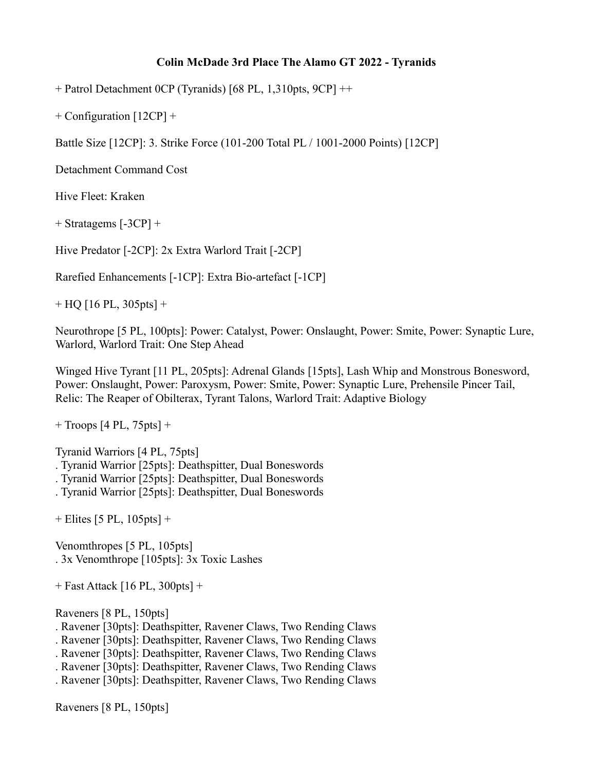**Colin McDade 3rd Place The Alamo GT 2022 - Tyranids**

+ Patrol Detachment 0CP (Tyranids) [68 PL, 1,310pts, 9CP] ++

+ Configuration [12CP] +

Battle Size [12CP]: 3. Strike Force (101-200 Total PL / 1001-2000 Points) [12CP]

Detachment Command Cost

Hive Fleet: Kraken

+ Stratagems [-3CP] +

Hive Predator [-2CP]: 2x Extra Warlord Trait [-2CP]

Rarefied Enhancements [-1CP]: Extra Bio-artefact [-1CP]

+ HQ [16 PL, 305pts] +

Neurothrope [5 PL, 100pts]: Power: Catalyst, Power: Onslaught, Power: Smite, Power: Synaptic Lure, Warlord, Warlord Trait: One Step Ahead

Winged Hive Tyrant [11 PL, 205pts]: Adrenal Glands [15pts], Lash Whip and Monstrous Bonesword, Power: Onslaught, Power: Paroxysm, Power: Smite, Power: Synaptic Lure, Prehensile Pincer Tail, Relic: The Reaper of Obilterax, Tyrant Talons, Warlord Trait: Adaptive Biology

+ Troops [4 PL, 75pts] +

Tyranid Warriors [4 PL, 75pts]
. Tyranid Warrior [25pts]: Deathspitter, Dual Boneswords
. Tyranid Warrior [25pts]: Deathspitter, Dual Boneswords
. Tyranid Warrior [25pts]: Deathspitter, Dual Boneswords

+ Elites [5 PL, 105pts] +

Venomthropes [5 PL, 105pts]
. 3x Venomthrope [105pts]: 3x Toxic Lashes

+ Fast Attack [16 PL, 300pts] +

Raveners [8 PL, 150pts]
. Ravener [30pts]: Deathspitter, Ravener Claws, Two Rending Claws
. Ravener [30pts]: Deathspitter, Ravener Claws, Two Rending Claws
. Ravener [30pts]: Deathspitter, Ravener Claws, Two Rending Claws
. Ravener [30pts]: Deathspitter, Ravener Claws, Two Rending Claws
. Ravener [30pts]: Deathspitter, Ravener Claws, Two Rending Claws

Raveners [8 PL, 150pts]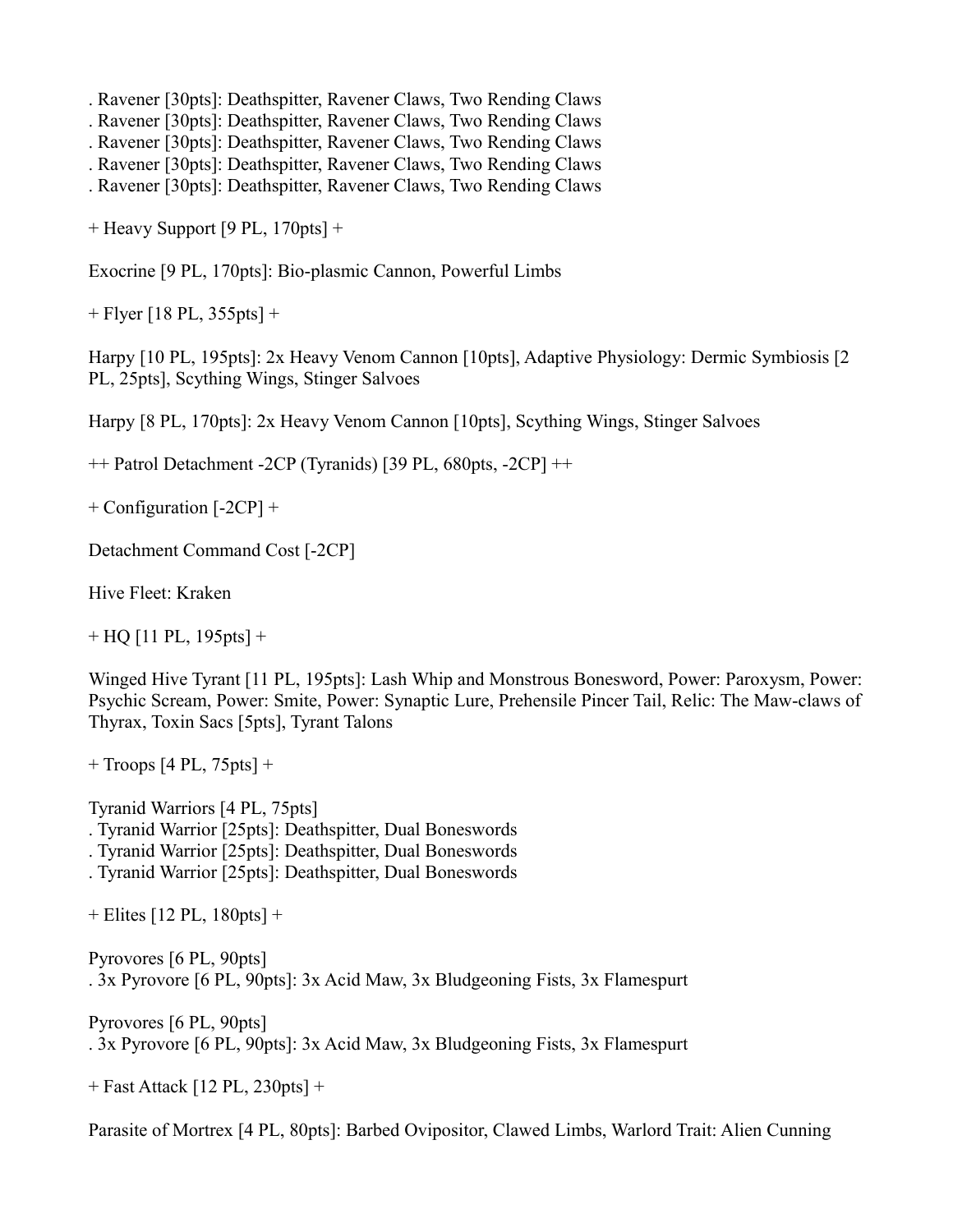. Ravener [30pts]: Deathspitter, Ravener Claws, Two Rending Claws
. Ravener [30pts]: Deathspitter, Ravener Claws, Two Rending Claws
. Ravener [30pts]: Deathspitter, Ravener Claws, Two Rending Claws
. Ravener [30pts]: Deathspitter, Ravener Claws, Two Rending Claws
. Ravener [30pts]: Deathspitter, Ravener Claws, Two Rending Claws

+ Heavy Support [9 PL, 170pts] +

Exocrine [9 PL, 170pts]: Bio-plasmic Cannon, Powerful Limbs

+ Flyer [18 PL, 355pts] +

Harpy [10 PL, 195pts]: 2x Heavy Venom Cannon [10pts], Adaptive Physiology: Dermic Symbiosis [2 PL, 25pts], Scything Wings, Stinger Salvoes

Harpy [8 PL, 170pts]: 2x Heavy Venom Cannon [10pts], Scything Wings, Stinger Salvoes

++ Patrol Detachment -2CP (Tyranids) [39 PL, 680pts, -2CP] ++

+ Configuration [-2CP] +

Detachment Command Cost [-2CP]

Hive Fleet: Kraken

+ HQ [11 PL, 195pts] +

Winged Hive Tyrant [11 PL, 195pts]: Lash Whip and Monstrous Bonesword, Power: Paroxysm, Power: Psychic Scream, Power: Smite, Power: Synaptic Lure, Prehensile Pincer Tail, Relic: The Maw-claws of Thyrax, Toxin Sacs [5pts], Tyrant Talons

+ Troops [4 PL, 75pts] +

Tyranid Warriors [4 PL, 75pts]
. Tyranid Warrior [25pts]: Deathspitter, Dual Boneswords
. Tyranid Warrior [25pts]: Deathspitter, Dual Boneswords
. Tyranid Warrior [25pts]: Deathspitter, Dual Boneswords

+ Elites [12 PL, 180pts] +

Pyrovores [6 PL, 90pts]
. 3x Pyrovore [6 PL, 90pts]: 3x Acid Maw, 3x Bludgeoning Fists, 3x Flamespurt

Pyrovores [6 PL, 90pts]
. 3x Pyrovore [6 PL, 90pts]: 3x Acid Maw, 3x Bludgeoning Fists, 3x Flamespurt

+ Fast Attack [12 PL, 230pts] +

Parasite of Mortrex [4 PL, 80pts]: Barbed Ovipositor, Clawed Limbs, Warlord Trait: Alien Cunning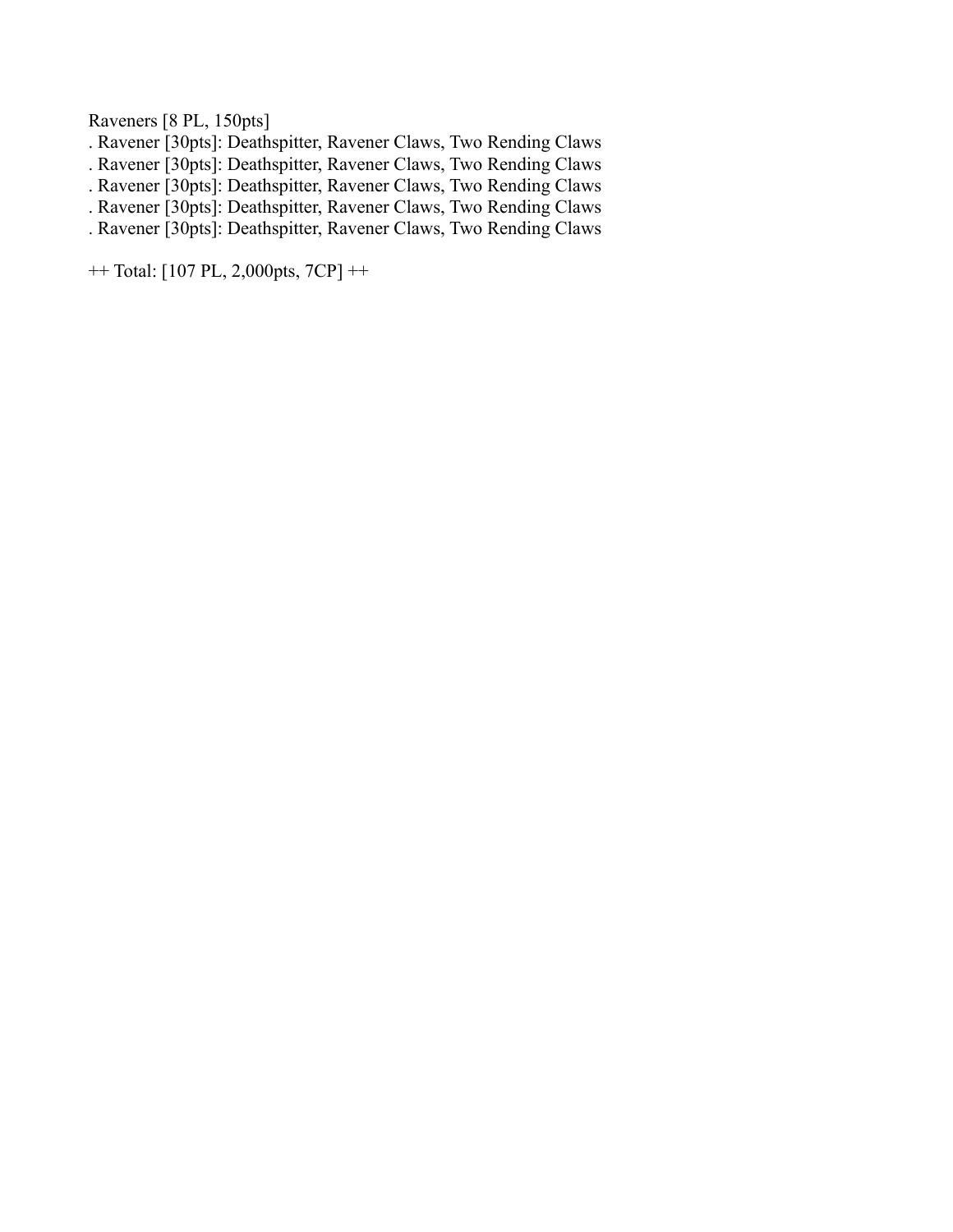Raveners [8 PL, 150pts]
. Ravener [30pts]: Deathspitter, Ravener Claws, Two Rending Claws
. Ravener [30pts]: Deathspitter, Ravener Claws, Two Rending Claws
. Ravener [30pts]: Deathspitter, Ravener Claws, Two Rending Claws
. Ravener [30pts]: Deathspitter, Ravener Claws, Two Rending Claws
. Ravener [30pts]: Deathspitter, Ravener Claws, Two Rending Claws

++ Total: [107 PL, 2,000pts, 7CP] ++